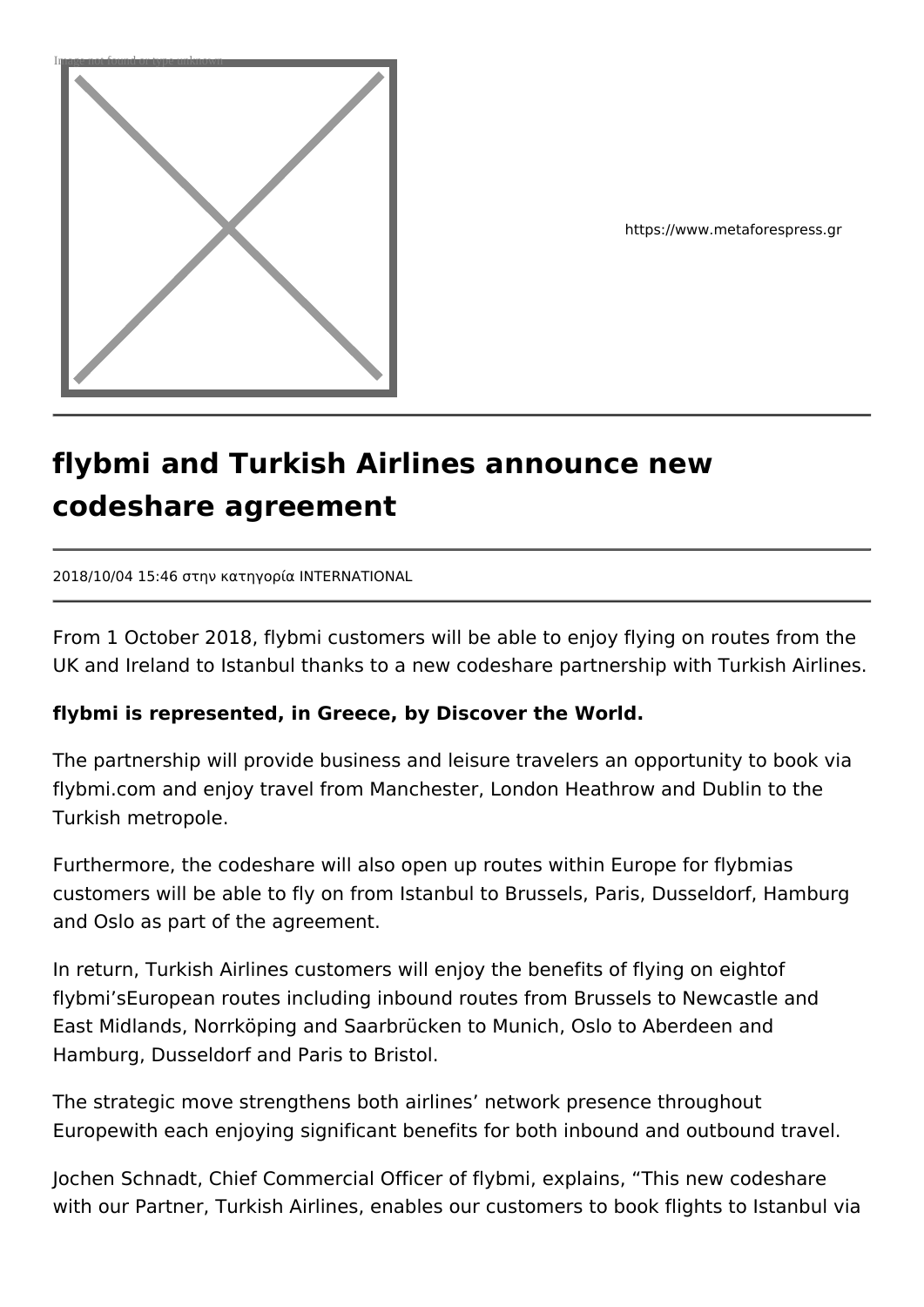https://www.metaforespress.gr

# flybmi and Turkish Airlines announce new codeshare agreement

2018/10/04 15:46 στην κατηγορία INTERNATIONAL

From 1 October 2018, flybmi customers will be able to enjoy flying on routes from the UK and Ireland to Istanbul thanks to a new codeshare partnership with Turkish Airlines.

**flybmi is represented, in Greece, by Discover the World.**

The partnership will provide business and leisure travelers an opportunity to book via flybmi.com and enjoy travel from Manchester, London Heathrow and Dublin to the Turkish metropole.

Furthermore, the codeshare will also open up routes within Europe for flybmias customers will be able to fly on from Istanbul to Brussels, Paris, Dusseldorf, Hamburg and Oslo as part of the agreement.

In return, Turkish Airlines customers will enjoy the benefits of flying on eightof flybmi'sEuropean routes including inbound routes from Brussels to Newcastle and East Midlands, Norrköping and Saarbrücken to Munich, Oslo to Aberdeen and Hamburg, Dusseldorf and Paris to Bristol.

The strategic move strengthens both airlines' network presence throughout Europewith each enjoying significant benefits for both inbound and outbound travel.

Jochen Schnadt, Chief Commercial Officer of flybmi, explains, "This new codeshare with our Partner, Turkish Airlines, enables our customers to book flights to Istanbul via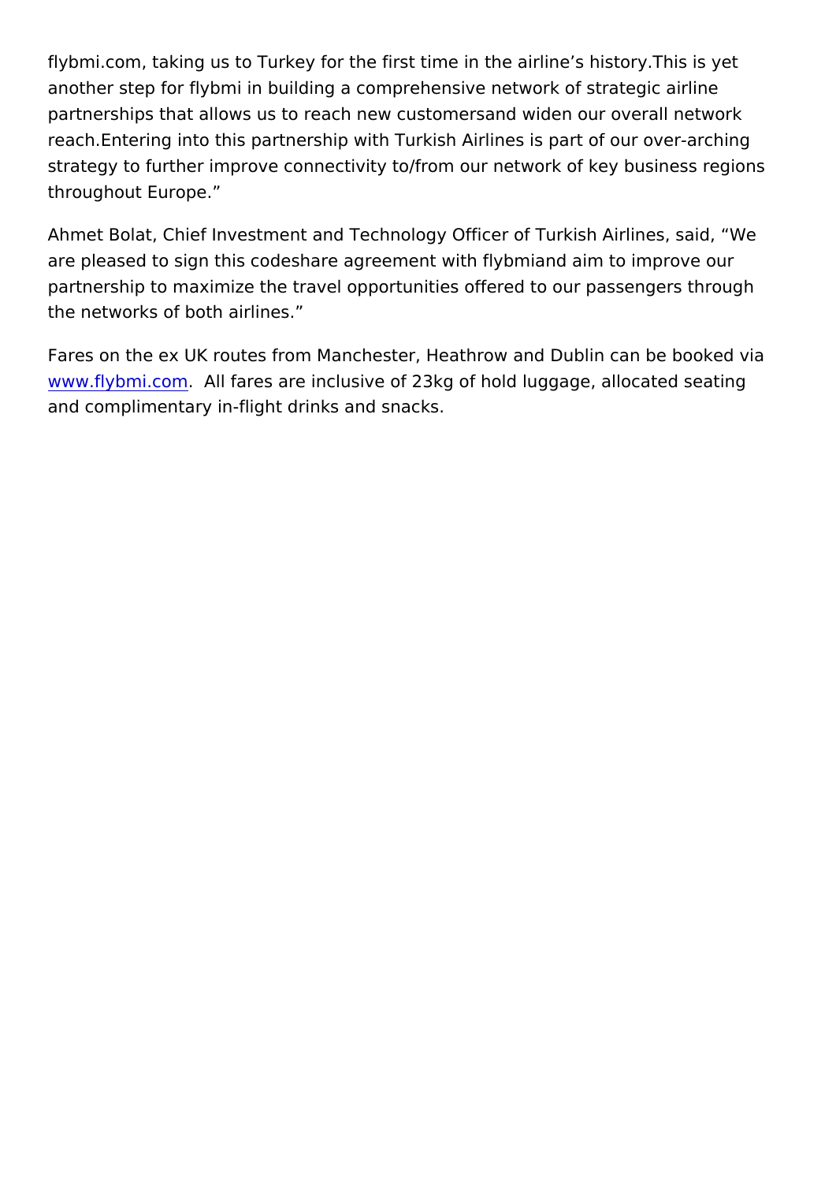flybmi.com, taking us to Turkey for the first time in the airline's history.This is yet another step for flybmi in building a comprehensive network of strategic airline partnerships that allows us to reach new customersand widen our overall network reach.Entering into this partnership with Turkish Airlines is part of our over-arching strategy to further improve connectivity to/from our network of key business regions throughout Europe."

Ahmet Bolat, Chief Investment and Technology Officer of Turkish Airlines, said, "We are pleased to sign this codeshare agreement with flybmiand aim to improve our partnership to maximize the travel opportunities offered to our passengers through the networks of both airlines."

Fares on the ex UK routes from Manchester, Heathrow and Dublin can be booked via [www.flybmi.com](www.flybmi.com). All fares are inclusive of 23kg of hold luggage, allocated seating and complimentary in-flight drinks and snacks.